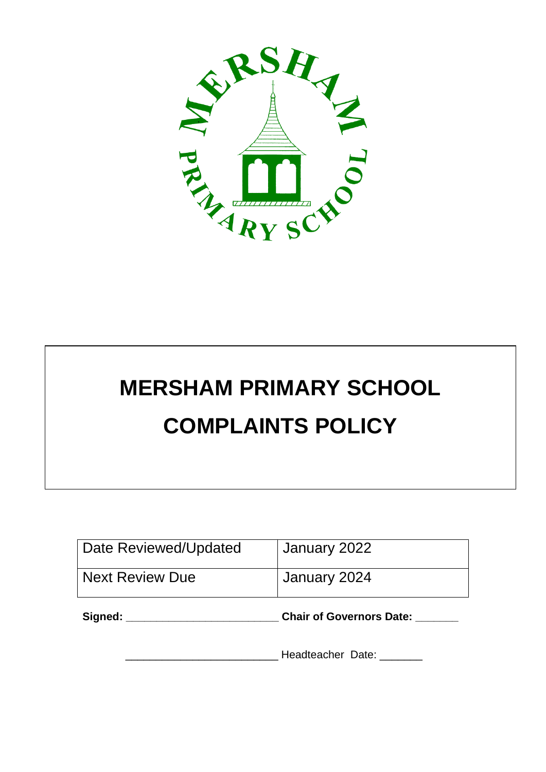# MERSHAM PRIMARY SCHOOL

# COMPLAINTS POLICY

| Date Reviewed/Updated | January 2022 |
|---|---|
| Next Review Due | January 2024 |

**Signed: ________________________ Chair of Governors Date: _______**

________________________ Headteacher Date: _______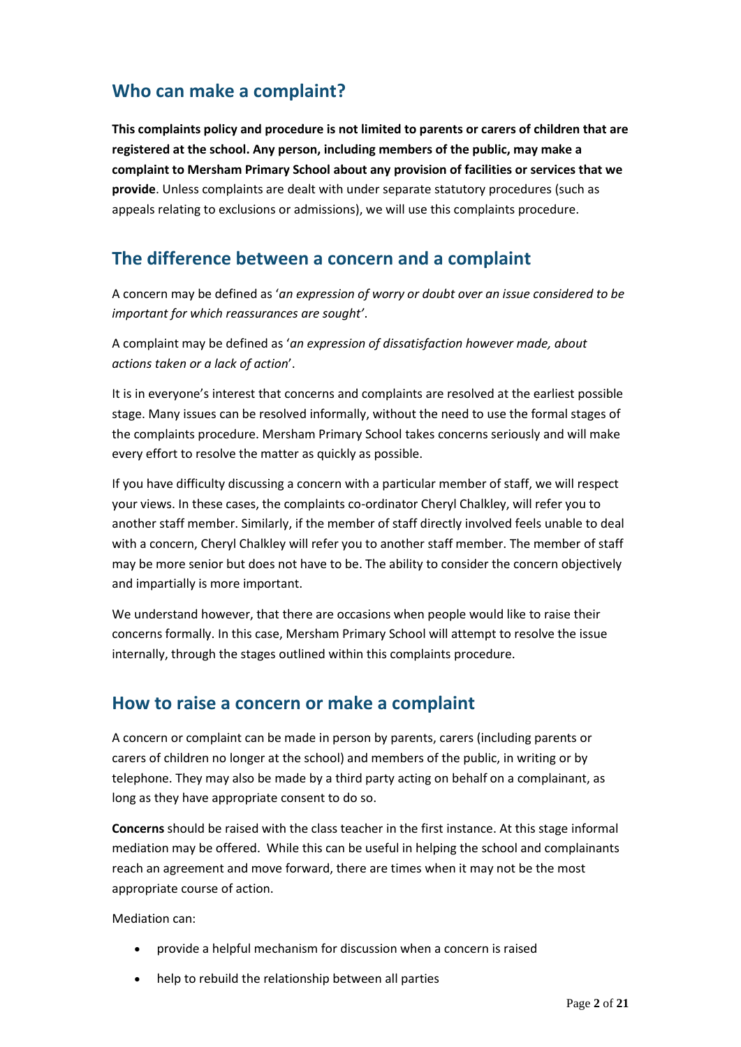## Who can make a complaint?

**This complaints policy and procedure is not limited to parents or carers of children that are registered at the school. Any person, including members of the public, may make a complaint to Mersham Primary School about any provision of facilities or services that we provide**. Unless complaints are dealt with under separate statutory procedures (such as appeals relating to exclusions or admissions), we will use this complaints procedure.

## The difference between a concern and a complaint

A concern may be defined as '*an expression of worry or doubt over an issue considered to be important for which reassurances are sought'*.

A complaint may be defined as '*an expression of dissatisfaction however made, about actions taken or a lack of action*'.

It is in everyone's interest that concerns and complaints are resolved at the earliest possible stage. Many issues can be resolved informally, without the need to use the formal stages of the complaints procedure. Mersham Primary School takes concerns seriously and will make every effort to resolve the matter as quickly as possible.

If you have difficulty discussing a concern with a particular member of staff, we will respect your views. In these cases, the complaints co-ordinator Cheryl Chalkley, will refer you to another staff member. Similarly, if the member of staff directly involved feels unable to deal with a concern, Cheryl Chalkley will refer you to another staff member. The member of staff may be more senior but does not have to be. The ability to consider the concern objectively and impartially is more important.

We understand however, that there are occasions when people would like to raise their concerns formally. In this case, Mersham Primary School will attempt to resolve the issue internally, through the stages outlined within this complaints procedure.

## How to raise a concern or make a complaint

A concern or complaint can be made in person by parents, carers (including parents or carers of children no longer at the school) and members of the public, in writing or by telephone. They may also be made by a third party acting on behalf on a complainant, as long as they have appropriate consent to do so.

**Concerns** should be raised with the class teacher in the first instance. At this stage informal mediation may be offered. While this can be useful in helping the school and complainants reach an agreement and move forward, there are times when it may not be the most appropriate course of action.

Mediation can:

- provide a helpful mechanism for discussion when a concern is raised
- help to rebuild the relationship between all parties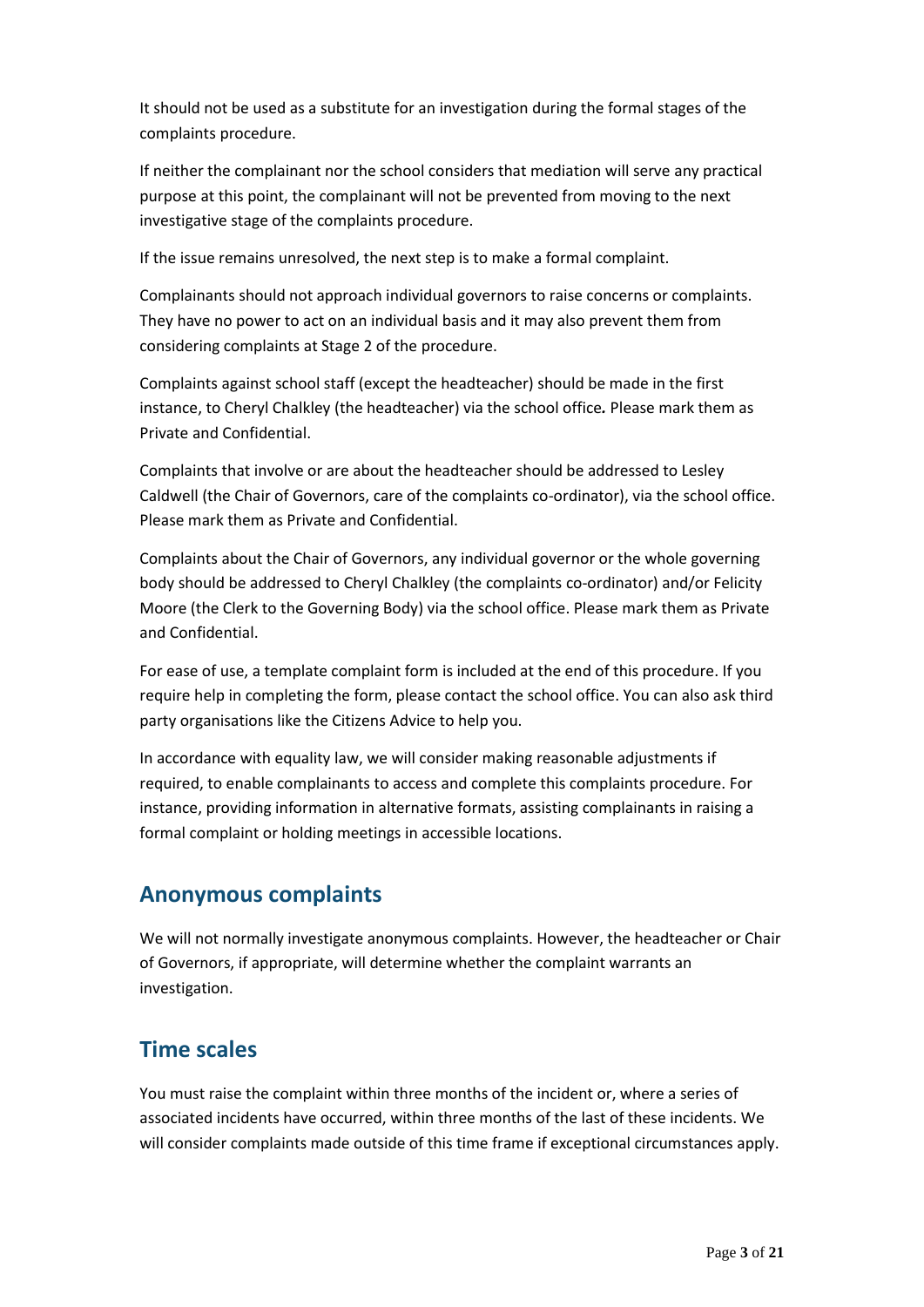It should not be used as a substitute for an investigation during the formal stages of the complaints procedure.

If neither the complainant nor the school considers that mediation will serve any practical purpose at this point, the complainant will not be prevented from moving to the next investigative stage of the complaints procedure.

If the issue remains unresolved, the next step is to make a formal complaint.

Complainants should not approach individual governors to raise concerns or complaints. They have no power to act on an individual basis and it may also prevent them from considering complaints at Stage 2 of the procedure.

Complaints against school staff (except the headteacher) should be made in the first instance, to Cheryl Chalkley (the headteacher) via the school office*.* Please mark them as Private and Confidential.

Complaints that involve or are about the headteacher should be addressed to Lesley Caldwell (the Chair of Governors, care of the complaints co-ordinator), via the school office. Please mark them as Private and Confidential.

Complaints about the Chair of Governors, any individual governor or the whole governing body should be addressed to Cheryl Chalkley (the complaints co-ordinator) and/or Felicity Moore (the Clerk to the Governing Body) via the school office. Please mark them as Private and Confidential.

For ease of use, a template complaint form is included at the end of this procedure. If you require help in completing the form, please contact the school office. You can also ask third party organisations like the Citizens Advice to help you.

In accordance with equality law, we will consider making reasonable adjustments if required, to enable complainants to access and complete this complaints procedure. For instance, providing information in alternative formats, assisting complainants in raising a formal complaint or holding meetings in accessible locations.

## Anonymous complaints

We will not normally investigate anonymous complaints. However, the headteacher or Chair of Governors, if appropriate, will determine whether the complaint warrants an investigation.

## Time scales

You must raise the complaint within three months of the incident or, where a series of associated incidents have occurred, within three months of the last of these incidents. We will consider complaints made outside of this time frame if exceptional circumstances apply.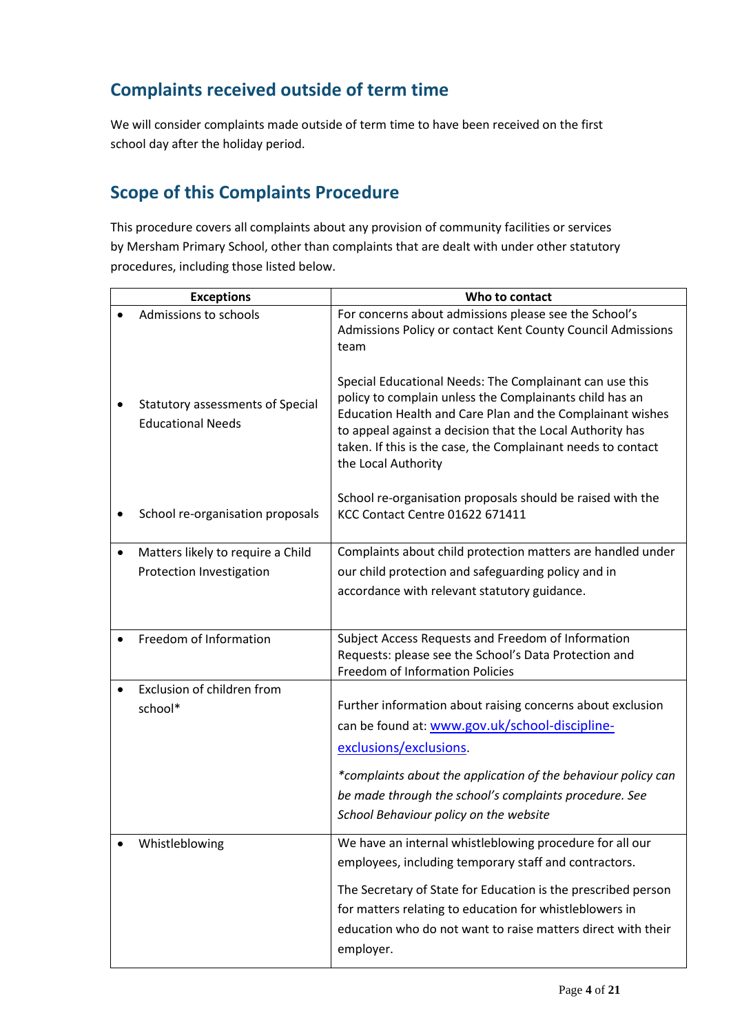## Complaints received outside of term time

We will consider complaints made outside of term time to have been received on the first school day after the holiday period.

## Scope of this Complaints Procedure

This procedure covers all complaints about any provision of community facilities or services by Mersham Primary School, other than complaints that are dealt with under other statutory procedures, including those listed below.

| Exceptions | Who to contact |
|---|---|
| • Admissions to schools<br><br>• Statutory assessments of Special Educational Needs<br><br>• School re-organisation proposals | For concerns about admissions please see the School's Admissions Policy or contact Kent County Council Admissions team<br><br>Special Educational Needs: The Complainant can use this policy to complain unless the Complainants child has an Education Health and Care Plan and the Complainant wishes to appeal against a decision that the Local Authority has taken. If this is the case, the Complainant needs to contact the Local Authority<br><br>School re-organisation proposals should be raised with the KCC Contact Centre 01622 671411 |
| • Matters likely to require a Child Protection Investigation | Complaints about child protection matters are handled under our child protection and safeguarding policy and in accordance with relevant statutory guidance. |
| • Freedom of Information | Subject Access Requests and Freedom of Information Requests: please see the School's Data Protection and Freedom of Information Policies |
| • Exclusion of children from school* | Further information about raising concerns about exclusion can be found at: [www.gov.uk/school-discipline-exclusions/exclusions](www.gov.uk/school-discipline-exclusions/exclusions).<br><br>*\*complaints about the application of the behaviour policy can be made through the school's complaints procedure. See School Behaviour policy on the website* |
| • Whistleblowing | We have an internal whistleblowing procedure for all our employees, including temporary staff and contractors.<br><br>The Secretary of State for Education is the prescribed person for matters relating to education for whistleblowers in education who do not want to raise matters direct with their employer. |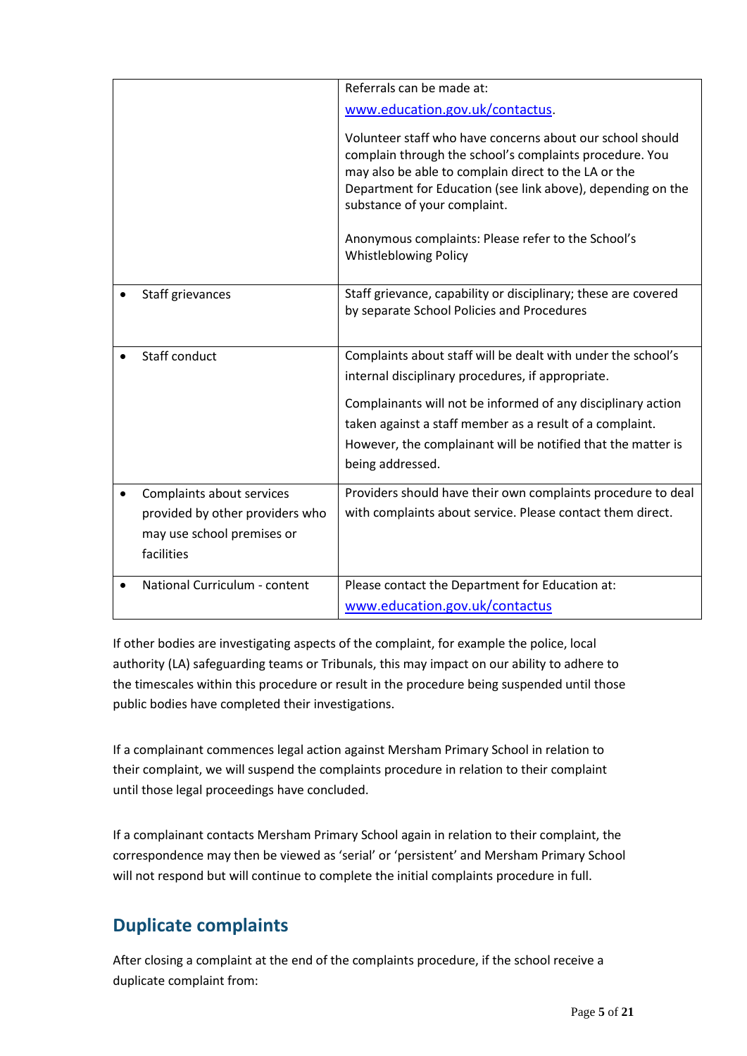| | |
|---|---|
| | Referrals can be made at: www.education.gov.uk/contactus.<br><br>Volunteer staff who have concerns about our school should complain through the school's complaints procedure. You may also be able to complain direct to the LA or the Department for Education (see link above), depending on the substance of your complaint.<br><br>Anonymous complaints: Please refer to the School's Whistleblowing Policy |
| • Staff grievances | Staff grievance, capability or disciplinary; these are covered by separate School Policies and Procedures |
| • Staff conduct | Complaints about staff will be dealt with under the school's internal disciplinary procedures, if appropriate.<br><br>Complainants will not be informed of any disciplinary action taken against a staff member as a result of a complaint. However, the complainant will be notified that the matter is being addressed. |
| • Complaints about services provided by other providers who may use school premises or facilities | Providers should have their own complaints procedure to deal with complaints about service. Please contact them direct. |
| • National Curriculum - content | Please contact the Department for Education at: www.education.gov.uk/contactus |

If other bodies are investigating aspects of the complaint, for example the police, local authority (LA) safeguarding teams or Tribunals, this may impact on our ability to adhere to the timescales within this procedure or result in the procedure being suspended until those public bodies have completed their investigations.

If a complainant commences legal action against Mersham Primary School in relation to their complaint, we will suspend the complaints procedure in relation to their complaint until those legal proceedings have concluded.

If a complainant contacts Mersham Primary School again in relation to their complaint, the correspondence may then be viewed as 'serial' or 'persistent' and Mersham Primary School will not respond but will continue to complete the initial complaints procedure in full.

## Duplicate complaints

After closing a complaint at the end of the complaints procedure, if the school receive a duplicate complaint from: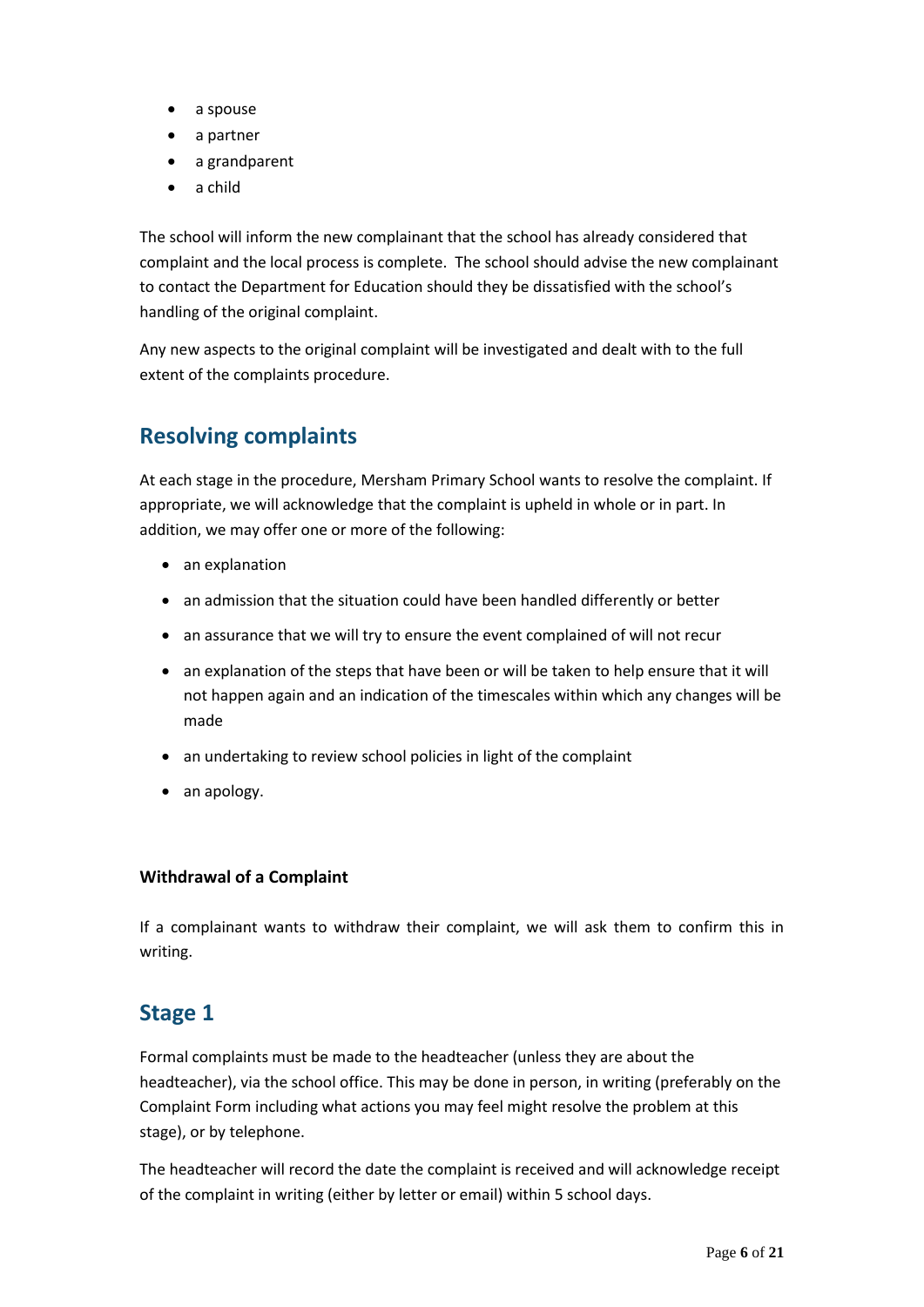- a spouse
- a partner
- a grandparent
- a child

The school will inform the new complainant that the school has already considered that complaint and the local process is complete. The school should advise the new complainant to contact the Department for Education should they be dissatisfied with the school's handling of the original complaint.

Any new aspects to the original complaint will be investigated and dealt with to the full extent of the complaints procedure.

## Resolving complaints

At each stage in the procedure, Mersham Primary School wants to resolve the complaint. If appropriate, we will acknowledge that the complaint is upheld in whole or in part. In addition, we may offer one or more of the following:

- an explanation
- an admission that the situation could have been handled differently or better
- an assurance that we will try to ensure the event complained of will not recur
- an explanation of the steps that have been or will be taken to help ensure that it will not happen again and an indication of the timescales within which any changes will be made
- an undertaking to review school policies in light of the complaint
- an apology.

**Withdrawal of a Complaint**

If a complainant wants to withdraw their complaint, we will ask them to confirm this in writing.

## Stage 1

Formal complaints must be made to the headteacher (unless they are about the headteacher), via the school office. This may be done in person, in writing (preferably on the Complaint Form including what actions you may feel might resolve the problem at this stage), or by telephone.

The headteacher will record the date the complaint is received and will acknowledge receipt of the complaint in writing (either by letter or email) within 5 school days.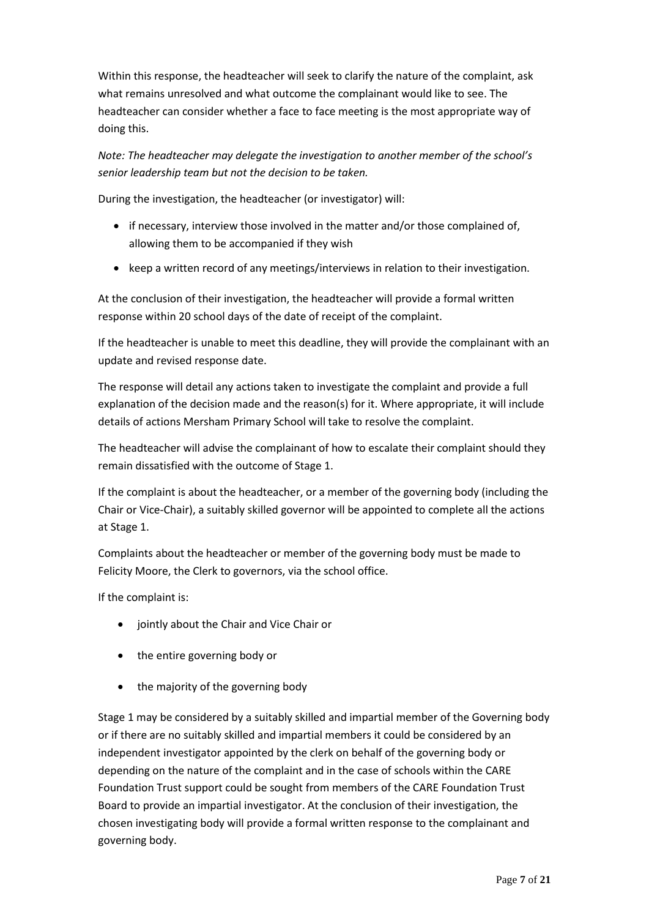Within this response, the headteacher will seek to clarify the nature of the complaint, ask what remains unresolved and what outcome the complainant would like to see. The headteacher can consider whether a face to face meeting is the most appropriate way of doing this.

*Note: The headteacher may delegate the investigation to another member of the school's senior leadership team but not the decision to be taken.*

During the investigation, the headteacher (or investigator) will:

- if necessary, interview those involved in the matter and/or those complained of, allowing them to be accompanied if they wish
- keep a written record of any meetings/interviews in relation to their investigation.

At the conclusion of their investigation, the headteacher will provide a formal written response within 20 school days of the date of receipt of the complaint.

If the headteacher is unable to meet this deadline, they will provide the complainant with an update and revised response date.

The response will detail any actions taken to investigate the complaint and provide a full explanation of the decision made and the reason(s) for it. Where appropriate, it will include details of actions Mersham Primary School will take to resolve the complaint.

The headteacher will advise the complainant of how to escalate their complaint should they remain dissatisfied with the outcome of Stage 1.

If the complaint is about the headteacher, or a member of the governing body (including the Chair or Vice-Chair), a suitably skilled governor will be appointed to complete all the actions at Stage 1.

Complaints about the headteacher or member of the governing body must be made to Felicity Moore, the Clerk to governors, via the school office.

If the complaint is:

- jointly about the Chair and Vice Chair or
- the entire governing body or
- the majority of the governing body

Stage 1 may be considered by a suitably skilled and impartial member of the Governing body or if there are no suitably skilled and impartial members it could be considered by an independent investigator appointed by the clerk on behalf of the governing body or depending on the nature of the complaint and in the case of schools within the CARE Foundation Trust support could be sought from members of the CARE Foundation Trust Board to provide an impartial investigator. At the conclusion of their investigation, the chosen investigating body will provide a formal written response to the complainant and governing body.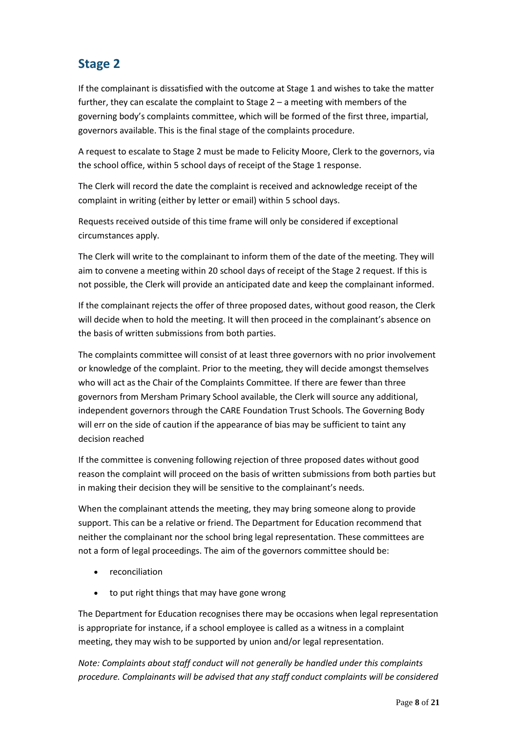## Stage 2

If the complainant is dissatisfied with the outcome at Stage 1 and wishes to take the matter further, they can escalate the complaint to Stage 2 – a meeting with members of the governing body's complaints committee, which will be formed of the first three, impartial, governors available. This is the final stage of the complaints procedure.

A request to escalate to Stage 2 must be made to Felicity Moore, Clerk to the governors, via the school office, within 5 school days of receipt of the Stage 1 response.

The Clerk will record the date the complaint is received and acknowledge receipt of the complaint in writing (either by letter or email) within 5 school days.

Requests received outside of this time frame will only be considered if exceptional circumstances apply.

The Clerk will write to the complainant to inform them of the date of the meeting. They will aim to convene a meeting within 20 school days of receipt of the Stage 2 request. If this is not possible, the Clerk will provide an anticipated date and keep the complainant informed.

If the complainant rejects the offer of three proposed dates, without good reason, the Clerk will decide when to hold the meeting. It will then proceed in the complainant's absence on the basis of written submissions from both parties.

The complaints committee will consist of at least three governors with no prior involvement or knowledge of the complaint. Prior to the meeting, they will decide amongst themselves who will act as the Chair of the Complaints Committee. If there are fewer than three governors from Mersham Primary School available, the Clerk will source any additional, independent governors through the CARE Foundation Trust Schools. The Governing Body will err on the side of caution if the appearance of bias may be sufficient to taint any decision reached

If the committee is convening following rejection of three proposed dates without good reason the complaint will proceed on the basis of written submissions from both parties but in making their decision they will be sensitive to the complainant's needs.

When the complainant attends the meeting, they may bring someone along to provide support. This can be a relative or friend. The Department for Education recommend that neither the complainant nor the school bring legal representation. These committees are not a form of legal proceedings. The aim of the governors committee should be:

- reconciliation
- to put right things that may have gone wrong

The Department for Education recognises there may be occasions when legal representation is appropriate for instance, if a school employee is called as a witness in a complaint meeting, they may wish to be supported by union and/or legal representation.

*Note: Complaints about staff conduct will not generally be handled under this complaints procedure. Complainants will be advised that any staff conduct complaints will be considered*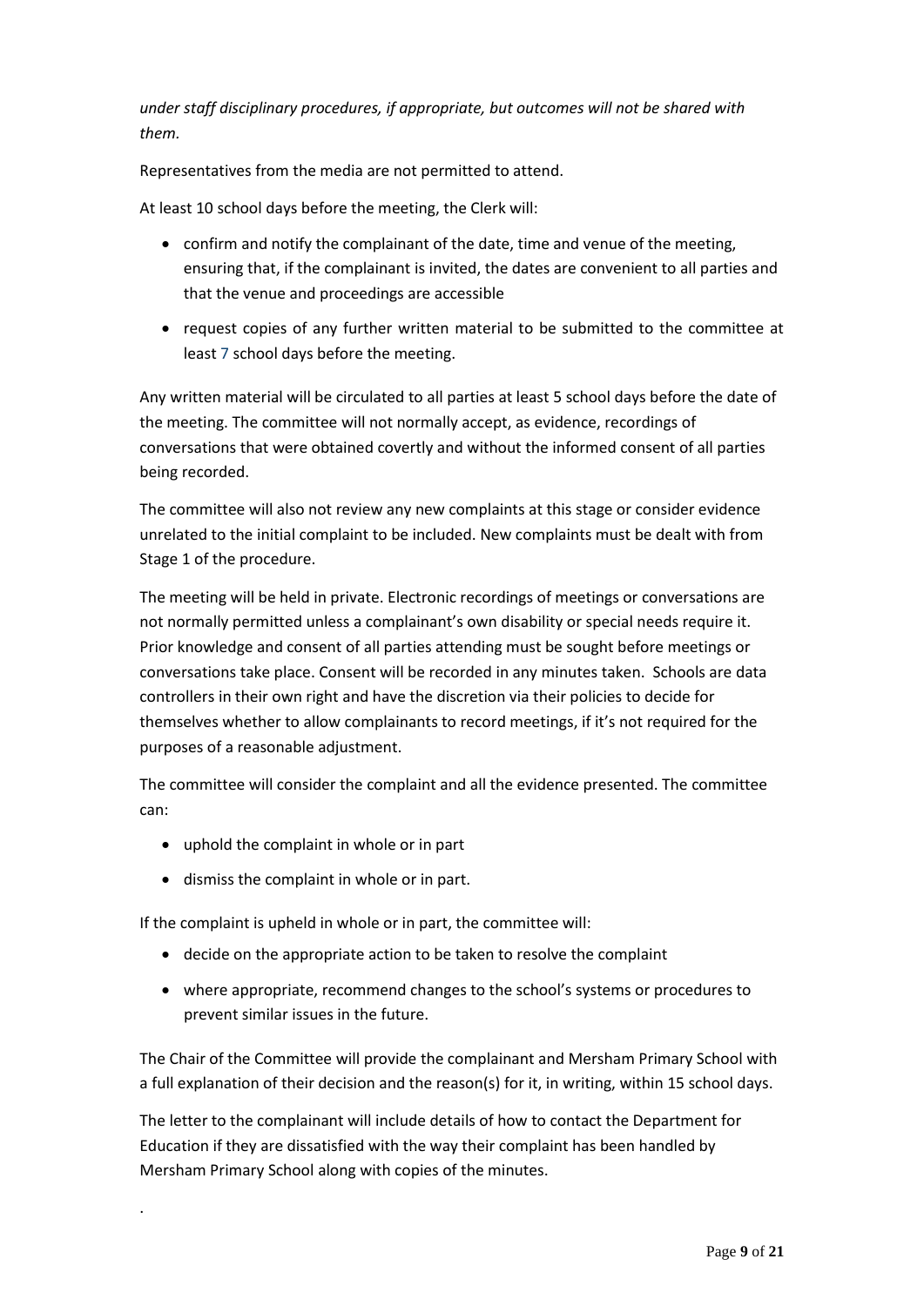*under staff disciplinary procedures, if appropriate, but outcomes will not be shared with them.*

Representatives from the media are not permitted to attend.

At least 10 school days before the meeting, the Clerk will:

- confirm and notify the complainant of the date, time and venue of the meeting, ensuring that, if the complainant is invited, the dates are convenient to all parties and that the venue and proceedings are accessible
- request copies of any further written material to be submitted to the committee at least 7 school days before the meeting.

Any written material will be circulated to all parties at least 5 school days before the date of the meeting. The committee will not normally accept, as evidence, recordings of conversations that were obtained covertly and without the informed consent of all parties being recorded.

The committee will also not review any new complaints at this stage or consider evidence unrelated to the initial complaint to be included. New complaints must be dealt with from Stage 1 of the procedure.

The meeting will be held in private. Electronic recordings of meetings or conversations are not normally permitted unless a complainant's own disability or special needs require it. Prior knowledge and consent of all parties attending must be sought before meetings or conversations take place. Consent will be recorded in any minutes taken. Schools are data controllers in their own right and have the discretion via their policies to decide for themselves whether to allow complainants to record meetings, if it's not required for the purposes of a reasonable adjustment.

The committee will consider the complaint and all the evidence presented. The committee can:

- uphold the complaint in whole or in part
- dismiss the complaint in whole or in part.

If the complaint is upheld in whole or in part, the committee will:

- decide on the appropriate action to be taken to resolve the complaint
- where appropriate, recommend changes to the school's systems or procedures to prevent similar issues in the future.

The Chair of the Committee will provide the complainant and Mersham Primary School with a full explanation of their decision and the reason(s) for it, in writing, within 15 school days.

The letter to the complainant will include details of how to contact the Department for Education if they are dissatisfied with the way their complaint has been handled by Mersham Primary School along with copies of the minutes.

.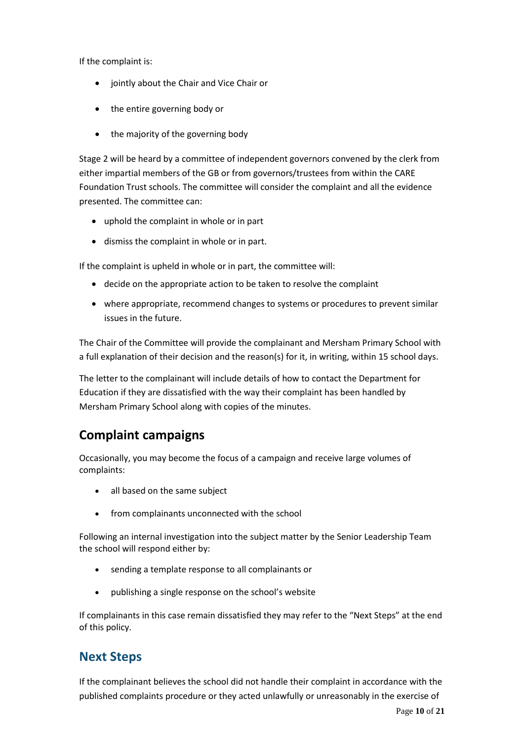If the complaint is:

- jointly about the Chair and Vice Chair or
- the entire governing body or
- the majority of the governing body

Stage 2 will be heard by a committee of independent governors convened by the clerk from either impartial members of the GB or from governors/trustees from within the CARE Foundation Trust schools. The committee will consider the complaint and all the evidence presented. The committee can:

- uphold the complaint in whole or in part
- dismiss the complaint in whole or in part.

If the complaint is upheld in whole or in part, the committee will:

- decide on the appropriate action to be taken to resolve the complaint
- where appropriate, recommend changes to systems or procedures to prevent similar issues in the future.

The Chair of the Committee will provide the complainant and Mersham Primary School with a full explanation of their decision and the reason(s) for it, in writing, within 15 school days.

The letter to the complainant will include details of how to contact the Department for Education if they are dissatisfied with the way their complaint has been handled by Mersham Primary School along with copies of the minutes.

## Complaint campaigns

Occasionally, you may become the focus of a campaign and receive large volumes of complaints:

- all based on the same subject
- from complainants unconnected with the school

Following an internal investigation into the subject matter by the Senior Leadership Team the school will respond either by:

- sending a template response to all complainants or
- publishing a single response on the school's website

If complainants in this case remain dissatisfied they may refer to the "Next Steps" at the end of this policy.

## Next Steps

If the complainant believes the school did not handle their complaint in accordance with the published complaints procedure or they acted unlawfully or unreasonably in the exercise of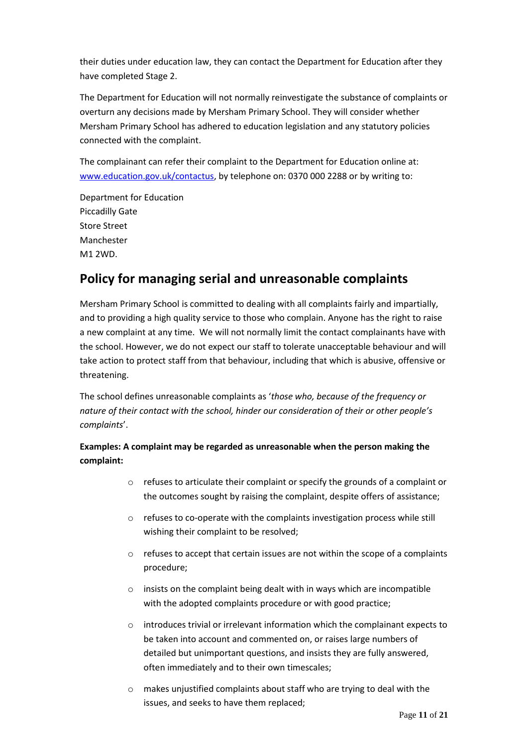their duties under education law, they can contact the Department for Education after they have completed Stage 2.

The Department for Education will not normally reinvestigate the substance of complaints or overturn any decisions made by Mersham Primary School. They will consider whether Mersham Primary School has adhered to education legislation and any statutory policies connected with the complaint.

The complainant can refer their complaint to the Department for Education online at: [www.education.gov.uk/contactus](http://www.education.gov.uk/contactus), by telephone on: 0370 000 2288 or by writing to:

Department for Education
Piccadilly Gate
Store Street
Manchester
M1 2WD.

## Policy for managing serial and unreasonable complaints

Mersham Primary School is committed to dealing with all complaints fairly and impartially, and to providing a high quality service to those who complain. Anyone has the right to raise a new complaint at any time. We will not normally limit the contact complainants have with the school. However, we do not expect our staff to tolerate unacceptable behaviour and will take action to protect staff from that behaviour, including that which is abusive, offensive or threatening.

The school defines unreasonable complaints as '*those who, because of the frequency or nature of their contact with the school, hinder our consideration of their or other people's complaints*'.

**Examples: A complaint may be regarded as unreasonable when the person making the complaint:**

- refuses to articulate their complaint or specify the grounds of a complaint or the outcomes sought by raising the complaint, despite offers of assistance;
- refuses to co-operate with the complaints investigation process while still wishing their complaint to be resolved;
- refuses to accept that certain issues are not within the scope of a complaints procedure;
- insists on the complaint being dealt with in ways which are incompatible with the adopted complaints procedure or with good practice;
- introduces trivial or irrelevant information which the complainant expects to be taken into account and commented on, or raises large numbers of detailed but unimportant questions, and insists they are fully answered, often immediately and to their own timescales;
- makes unjustified complaints about staff who are trying to deal with the issues, and seeks to have them replaced;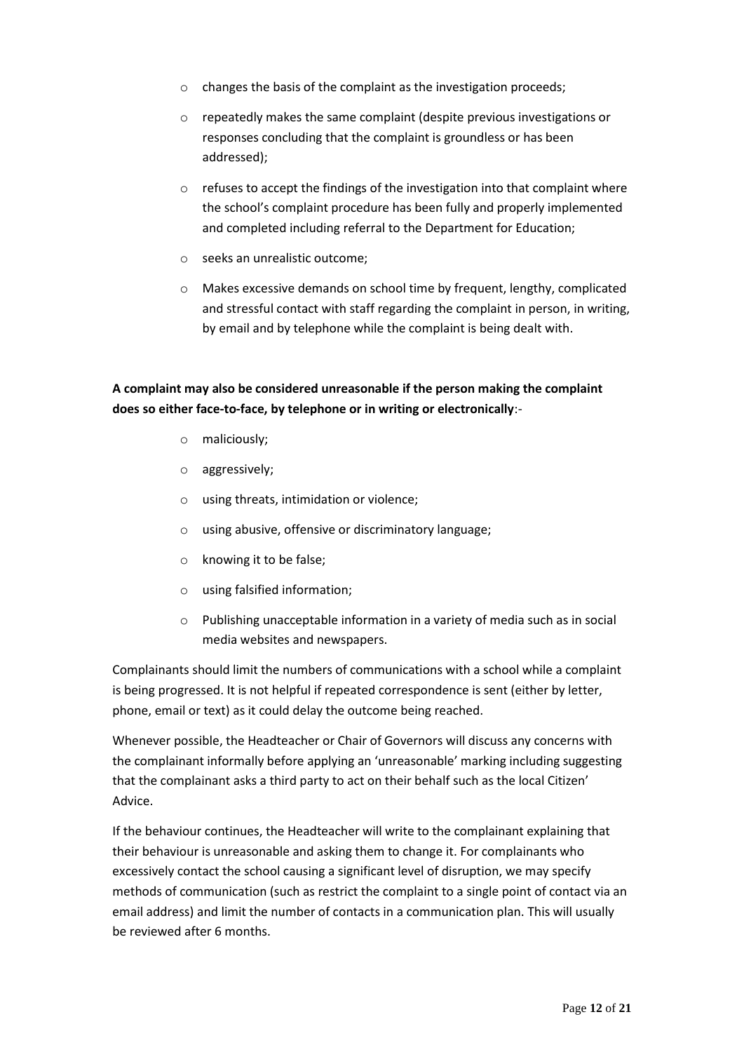- changes the basis of the complaint as the investigation proceeds;
- repeatedly makes the same complaint (despite previous investigations or responses concluding that the complaint is groundless or has been addressed);
- refuses to accept the findings of the investigation into that complaint where the school's complaint procedure has been fully and properly implemented and completed including referral to the Department for Education;
- seeks an unrealistic outcome;
- Makes excessive demands on school time by frequent, lengthy, complicated and stressful contact with staff regarding the complaint in person, in writing, by email and by telephone while the complaint is being dealt with.

**A complaint may also be considered unreasonable if the person making the complaint does so either face-to-face, by telephone or in writing or electronically**:-

- maliciously;
- aggressively;
- using threats, intimidation or violence;
- using abusive, offensive or discriminatory language;
- knowing it to be false;
- using falsified information;
- Publishing unacceptable information in a variety of media such as in social media websites and newspapers.

Complainants should limit the numbers of communications with a school while a complaint is being progressed. It is not helpful if repeated correspondence is sent (either by letter, phone, email or text) as it could delay the outcome being reached.

Whenever possible, the Headteacher or Chair of Governors will discuss any concerns with the complainant informally before applying an 'unreasonable' marking including suggesting that the complainant asks a third party to act on their behalf such as the local Citizen' Advice.

If the behaviour continues, the Headteacher will write to the complainant explaining that their behaviour is unreasonable and asking them to change it. For complainants who excessively contact the school causing a significant level of disruption, we may specify methods of communication (such as restrict the complaint to a single point of contact via an email address) and limit the number of contacts in a communication plan. This will usually be reviewed after 6 months.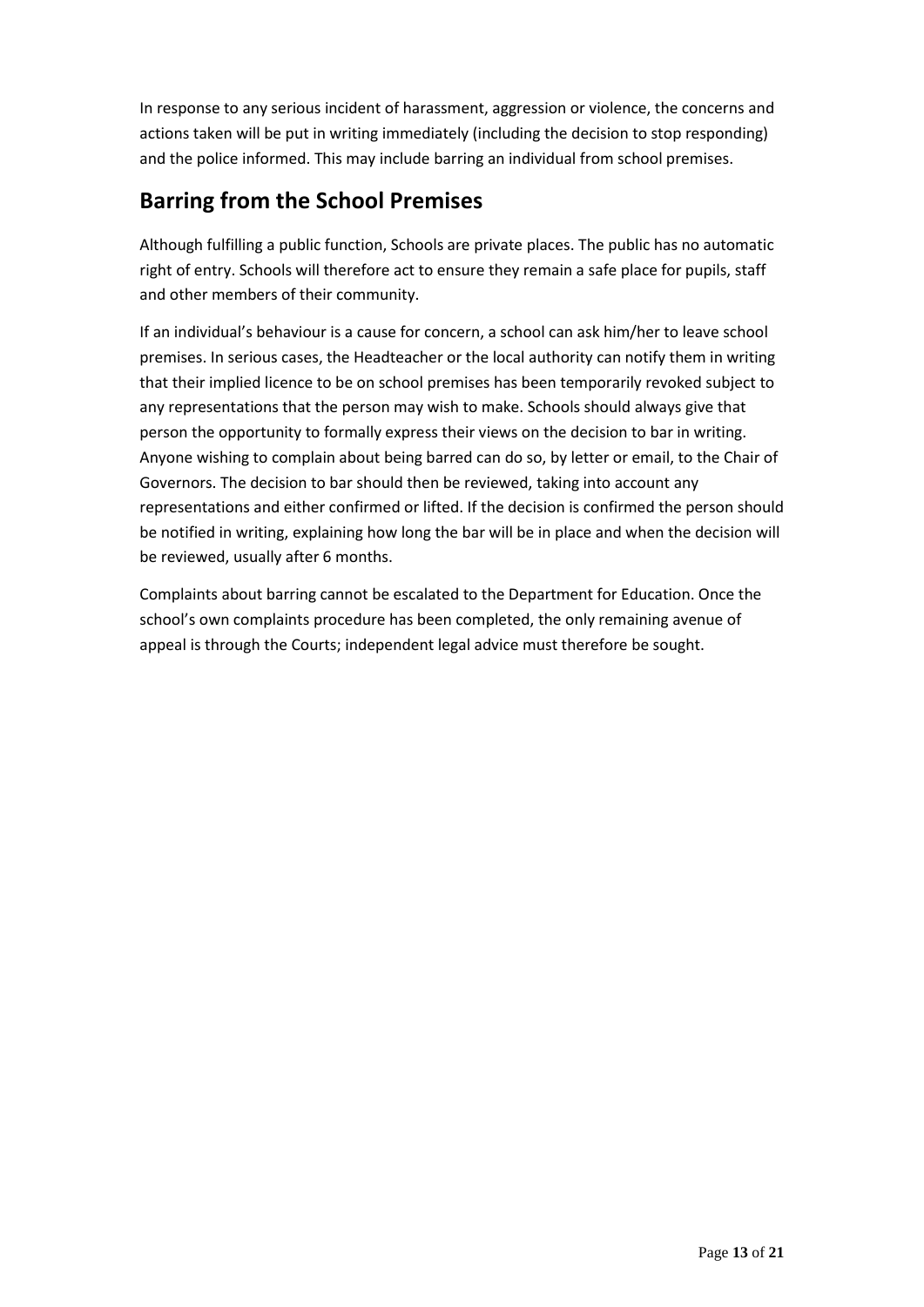In response to any serious incident of harassment, aggression or violence, the concerns and actions taken will be put in writing immediately (including the decision to stop responding) and the police informed. This may include barring an individual from school premises.

## Barring from the School Premises

Although fulfilling a public function, Schools are private places. The public has no automatic right of entry. Schools will therefore act to ensure they remain a safe place for pupils, staff and other members of their community.

If an individual's behaviour is a cause for concern, a school can ask him/her to leave school premises. In serious cases, the Headteacher or the local authority can notify them in writing that their implied licence to be on school premises has been temporarily revoked subject to any representations that the person may wish to make. Schools should always give that person the opportunity to formally express their views on the decision to bar in writing. Anyone wishing to complain about being barred can do so, by letter or email, to the Chair of Governors. The decision to bar should then be reviewed, taking into account any representations and either confirmed or lifted. If the decision is confirmed the person should be notified in writing, explaining how long the bar will be in place and when the decision will be reviewed, usually after 6 months.

Complaints about barring cannot be escalated to the Department for Education. Once the school's own complaints procedure has been completed, the only remaining avenue of appeal is through the Courts; independent legal advice must therefore be sought.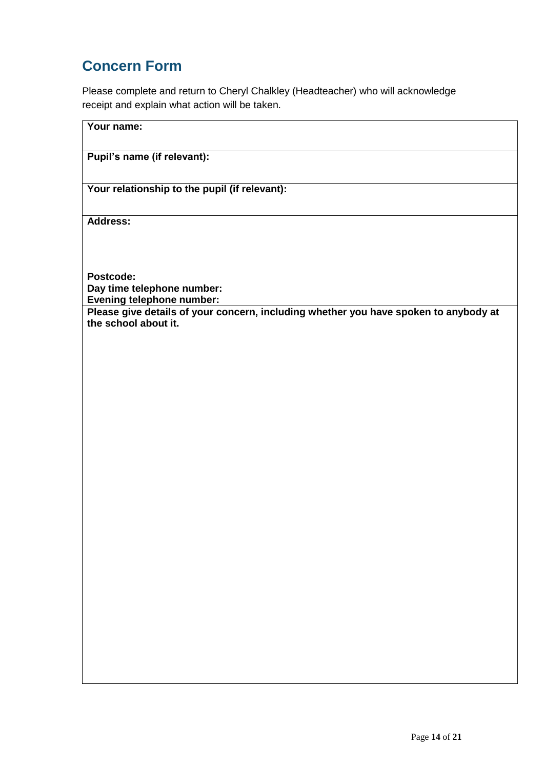## Concern Form

Please complete and return to Cheryl Chalkley (Headteacher) who will acknowledge receipt and explain what action will be taken.

| **Your name:** |
|---|
| **Pupil's name (if relevant):** |
| **Your relationship to the pupil (if relevant):** |
| **Address:**<br><br><br>**Postcode:**<br>**Day time telephone number:**<br>**Evening telephone number:** |
| **Please give details of your concern, including whether you have spoken to anybody at the school about it.** |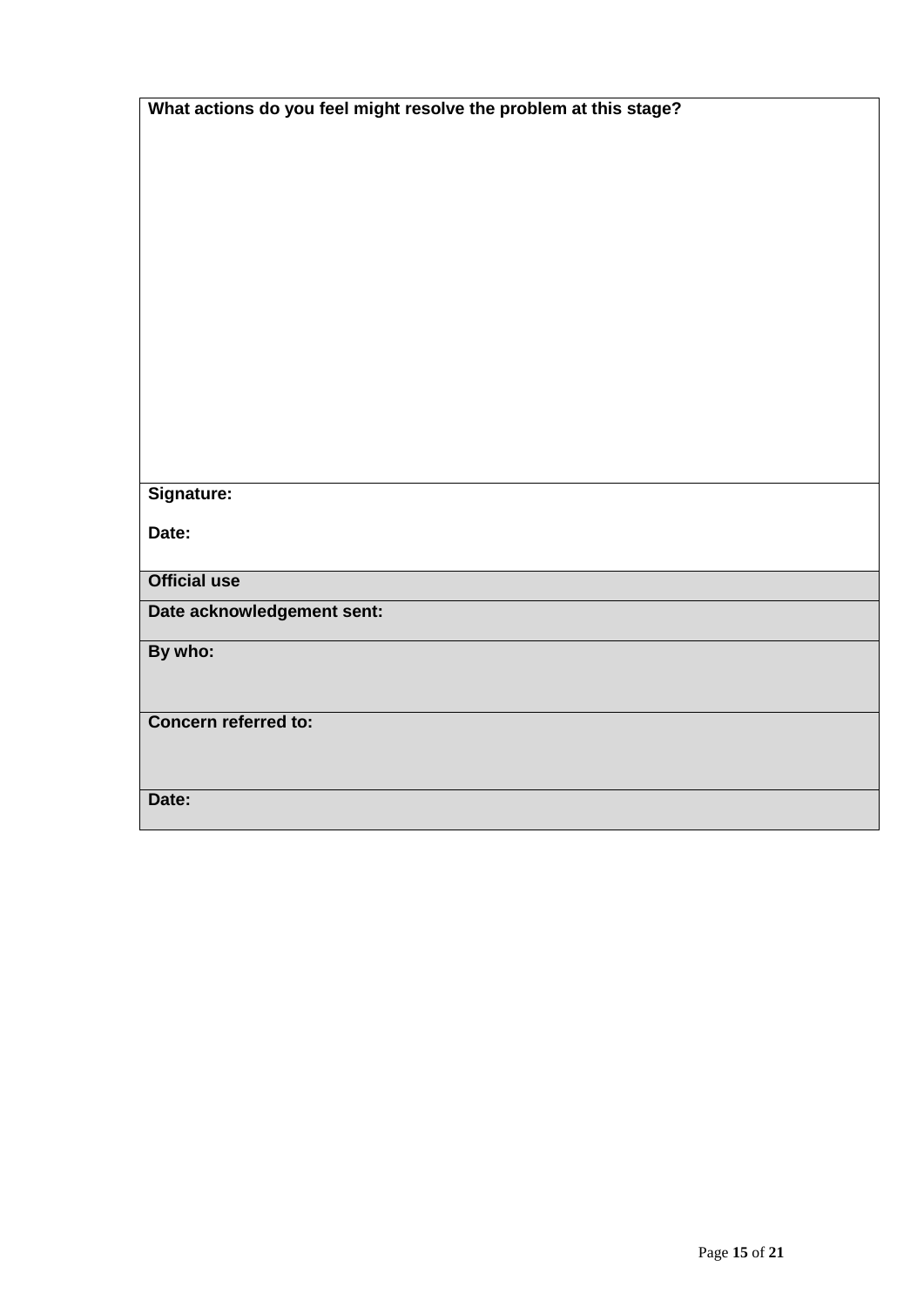| **What actions do you feel might resolve the problem at this stage?** |
| --- |
| |
| **Signature:**<br><br>**Date:** |
| **Official use** |
| **Date acknowledgement sent:** |
| **By who:** |
| **Concern referred to:** |
| **Date:** |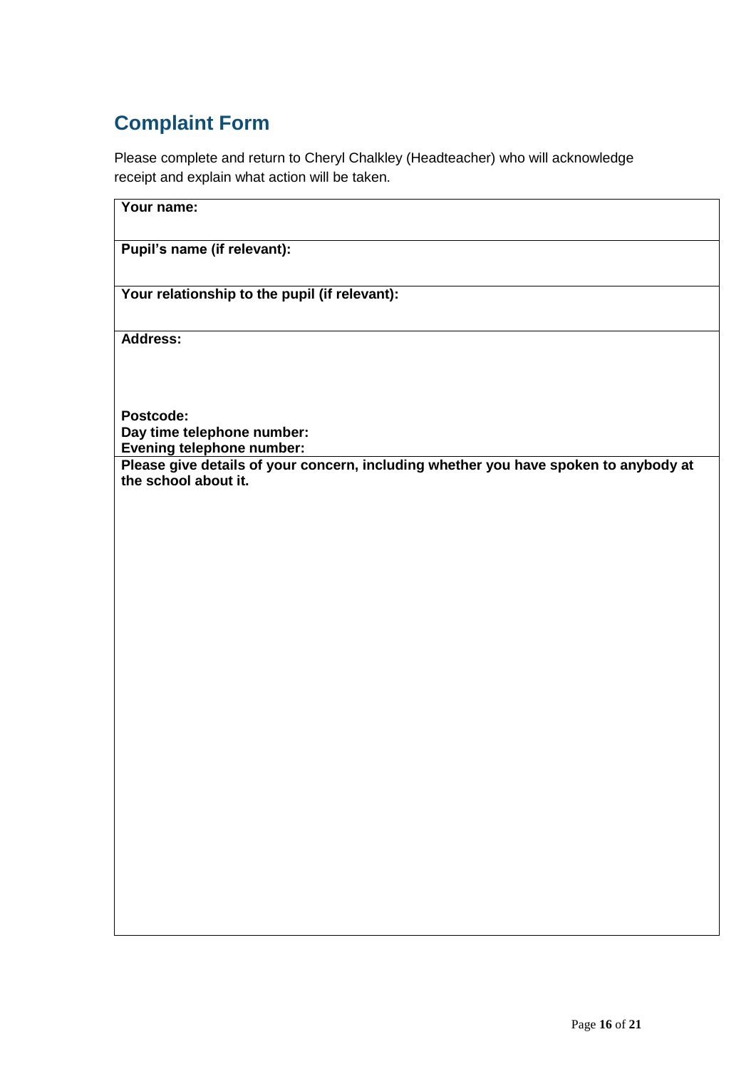## Complaint Form

Please complete and return to Cheryl Chalkley (Headteacher) who will acknowledge receipt and explain what action will be taken.

| **Your name:** |
|---|
| **Pupil's name (if relevant):** |
| **Your relationship to the pupil (if relevant):** |
| **Address:**<br><br><br>**Postcode:**<br>**Day time telephone number:**<br>**Evening telephone number:** |
| **Please give details of your concern, including whether you have spoken to anybody at the school about it.** |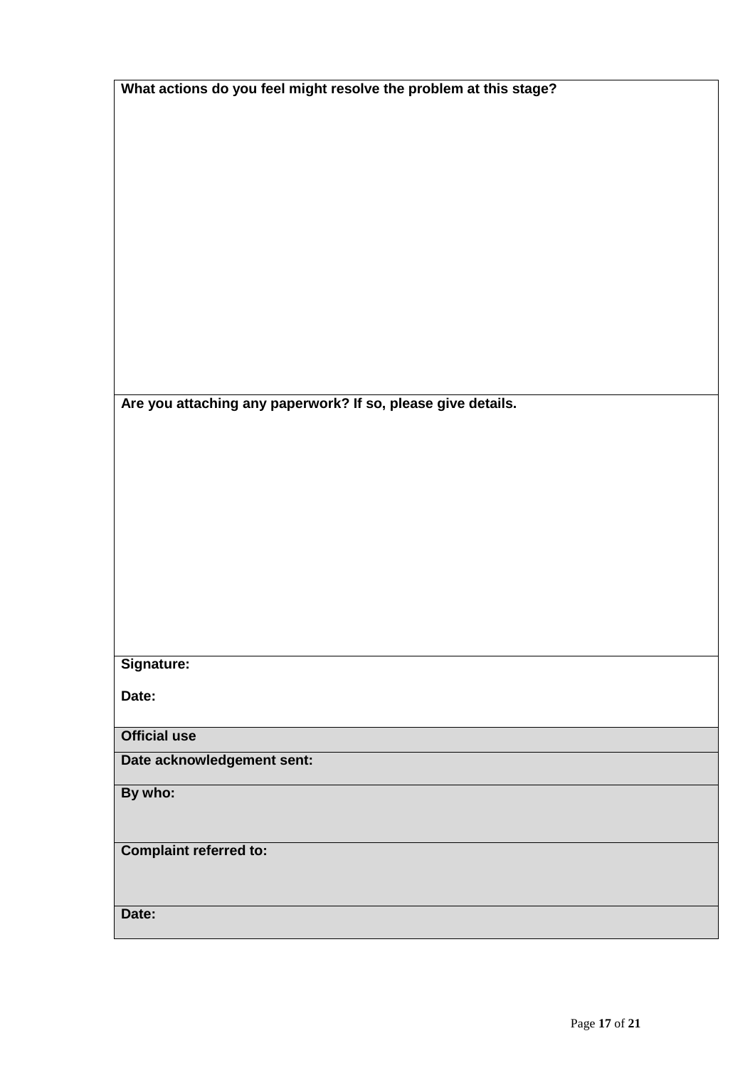| What actions do you feel might resolve the problem at this stage? |
| --- |
| |
| **Are you attaching any paperwork? If so, please give details.** |
| |
| **Signature:**<br><br>**Date:** |
| **Official use** |
| **Date acknowledgement sent:** |
| **By who:** |
| **Complaint referred to:** |
| **Date:** |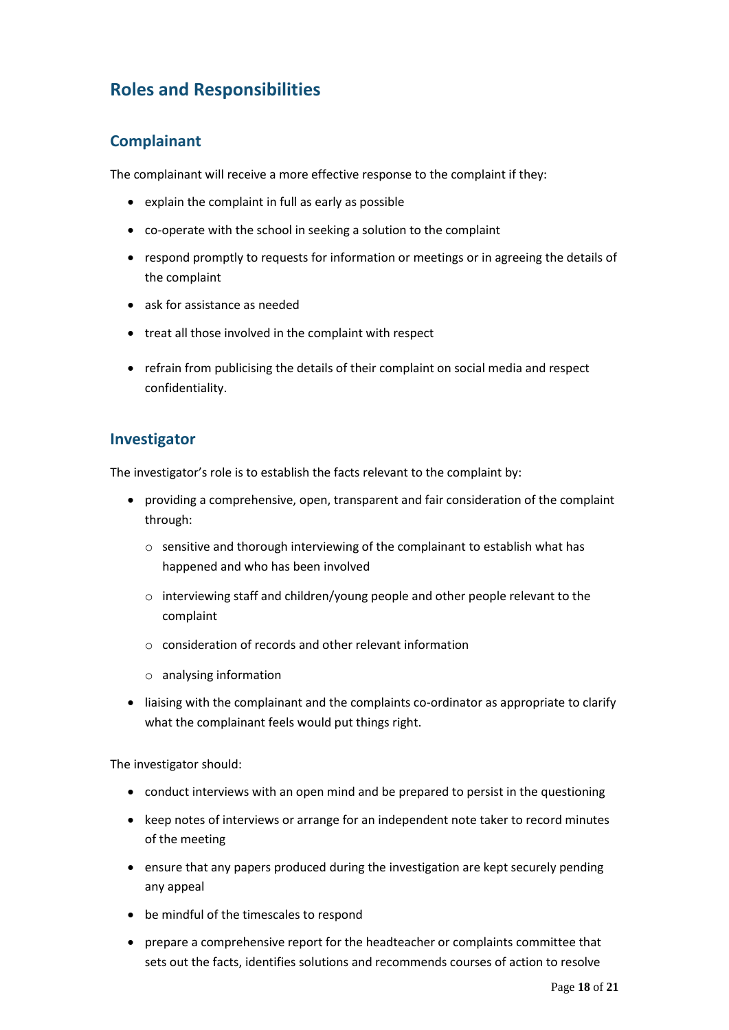## Roles and Responsibilities

### Complainant

The complainant will receive a more effective response to the complaint if they:

- explain the complaint in full as early as possible
- co-operate with the school in seeking a solution to the complaint
- respond promptly to requests for information or meetings or in agreeing the details of the complaint
- ask for assistance as needed
- treat all those involved in the complaint with respect
- refrain from publicising the details of their complaint on social media and respect confidentiality.

### Investigator

The investigator's role is to establish the facts relevant to the complaint by:

- providing a comprehensive, open, transparent and fair consideration of the complaint through:
  - sensitive and thorough interviewing of the complainant to establish what has happened and who has been involved
  - interviewing staff and children/young people and other people relevant to the complaint
  - consideration of records and other relevant information
  - analysing information
- liaising with the complainant and the complaints co-ordinator as appropriate to clarify what the complainant feels would put things right.

The investigator should:

- conduct interviews with an open mind and be prepared to persist in the questioning
- keep notes of interviews or arrange for an independent note taker to record minutes of the meeting
- ensure that any papers produced during the investigation are kept securely pending any appeal
- be mindful of the timescales to respond
- prepare a comprehensive report for the headteacher or complaints committee that sets out the facts, identifies solutions and recommends courses of action to resolve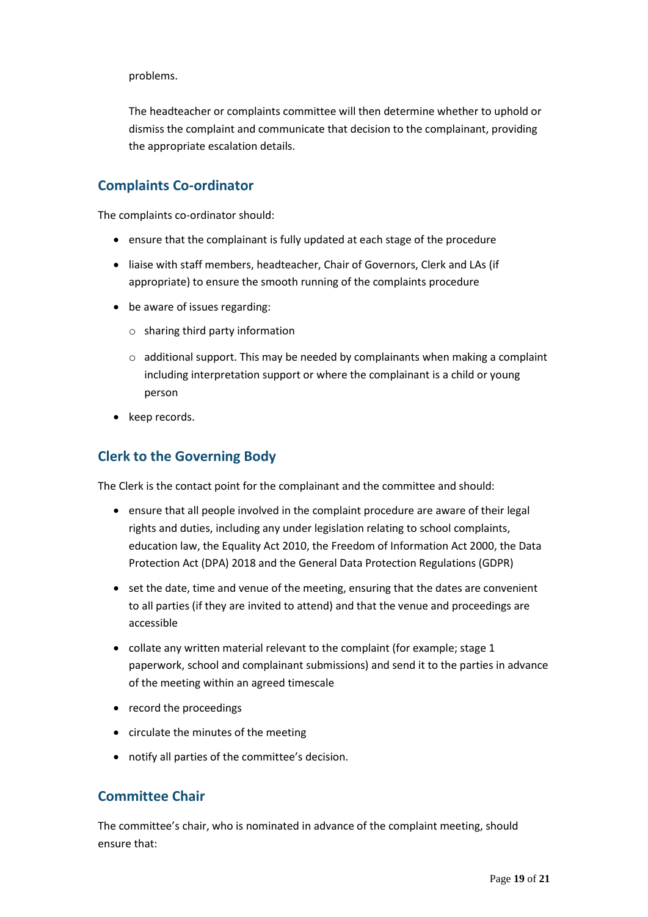problems.

The headteacher or complaints committee will then determine whether to uphold or dismiss the complaint and communicate that decision to the complainant, providing the appropriate escalation details.

## Complaints Co-ordinator

The complaints co-ordinator should:

- ensure that the complainant is fully updated at each stage of the procedure
- liaise with staff members, headteacher, Chair of Governors, Clerk and LAs (if appropriate) to ensure the smooth running of the complaints procedure
- be aware of issues regarding:
  - sharing third party information
  - additional support. This may be needed by complainants when making a complaint including interpretation support or where the complainant is a child or young person
- keep records.

## Clerk to the Governing Body

The Clerk is the contact point for the complainant and the committee and should:

- ensure that all people involved in the complaint procedure are aware of their legal rights and duties, including any under legislation relating to school complaints, education law, the Equality Act 2010, the Freedom of Information Act 2000, the Data Protection Act (DPA) 2018 and the General Data Protection Regulations (GDPR)
- set the date, time and venue of the meeting, ensuring that the dates are convenient to all parties (if they are invited to attend) and that the venue and proceedings are accessible
- collate any written material relevant to the complaint (for example; stage 1 paperwork, school and complainant submissions) and send it to the parties in advance of the meeting within an agreed timescale
- record the proceedings
- circulate the minutes of the meeting
- notify all parties of the committee's decision.

## Committee Chair

The committee's chair, who is nominated in advance of the complaint meeting, should ensure that: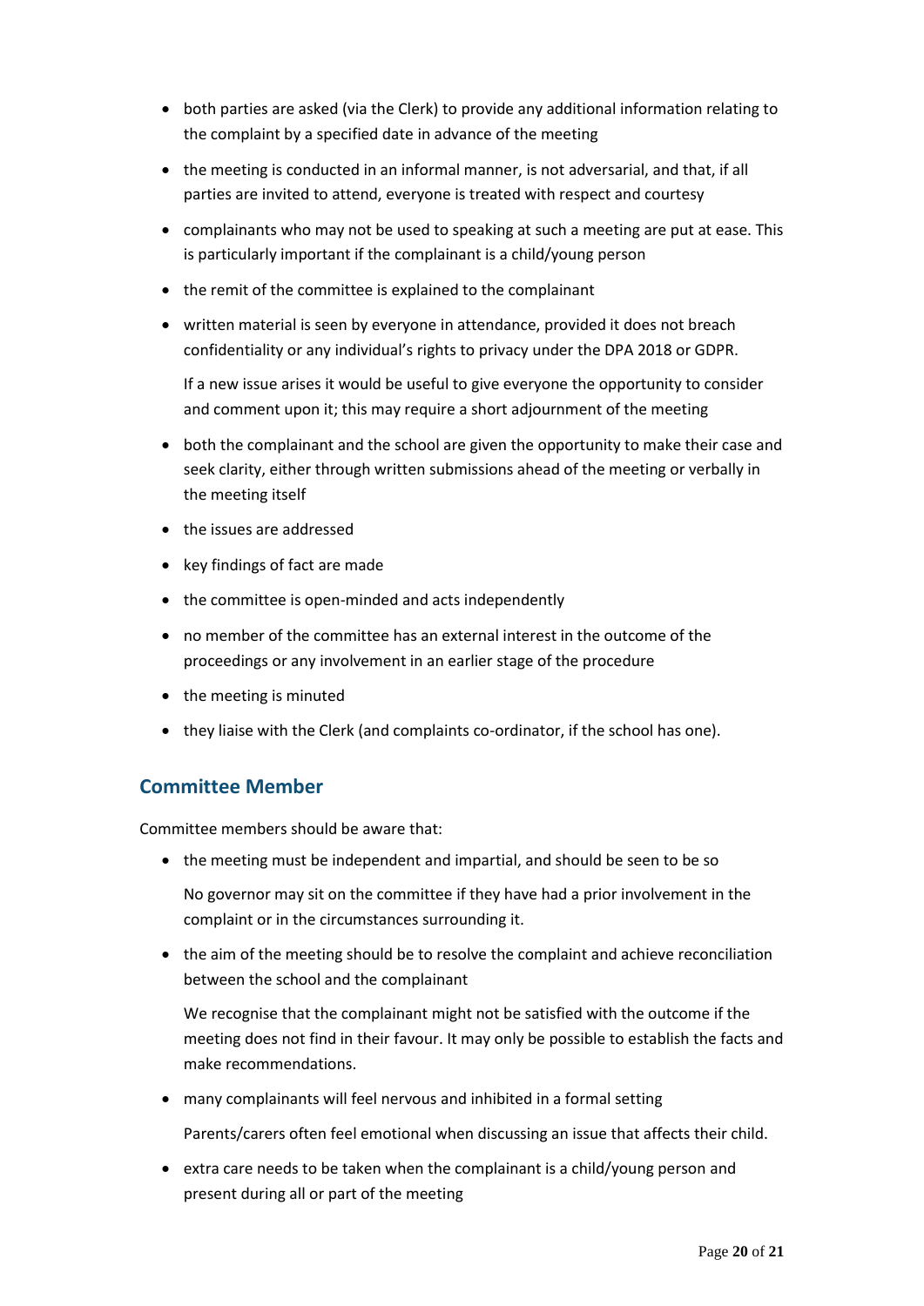- both parties are asked (via the Clerk) to provide any additional information relating to the complaint by a specified date in advance of the meeting
- the meeting is conducted in an informal manner, is not adversarial, and that, if all parties are invited to attend, everyone is treated with respect and courtesy
- complainants who may not be used to speaking at such a meeting are put at ease. This is particularly important if the complainant is a child/young person
- the remit of the committee is explained to the complainant
- written material is seen by everyone in attendance, provided it does not breach confidentiality or any individual's rights to privacy under the DPA 2018 or GDPR.

  If a new issue arises it would be useful to give everyone the opportunity to consider and comment upon it; this may require a short adjournment of the meeting
- both the complainant and the school are given the opportunity to make their case and seek clarity, either through written submissions ahead of the meeting or verbally in the meeting itself
- the issues are addressed
- key findings of fact are made
- the committee is open-minded and acts independently
- no member of the committee has an external interest in the outcome of the proceedings or any involvement in an earlier stage of the procedure
- the meeting is minuted
- they liaise with the Clerk (and complaints co-ordinator, if the school has one).

## Committee Member

Committee members should be aware that:

- the meeting must be independent and impartial, and should be seen to be so

  No governor may sit on the committee if they have had a prior involvement in the complaint or in the circumstances surrounding it.
- the aim of the meeting should be to resolve the complaint and achieve reconciliation between the school and the complainant

  We recognise that the complainant might not be satisfied with the outcome if the meeting does not find in their favour. It may only be possible to establish the facts and make recommendations.
- many complainants will feel nervous and inhibited in a formal setting

  Parents/carers often feel emotional when discussing an issue that affects their child.
- extra care needs to be taken when the complainant is a child/young person and present during all or part of the meeting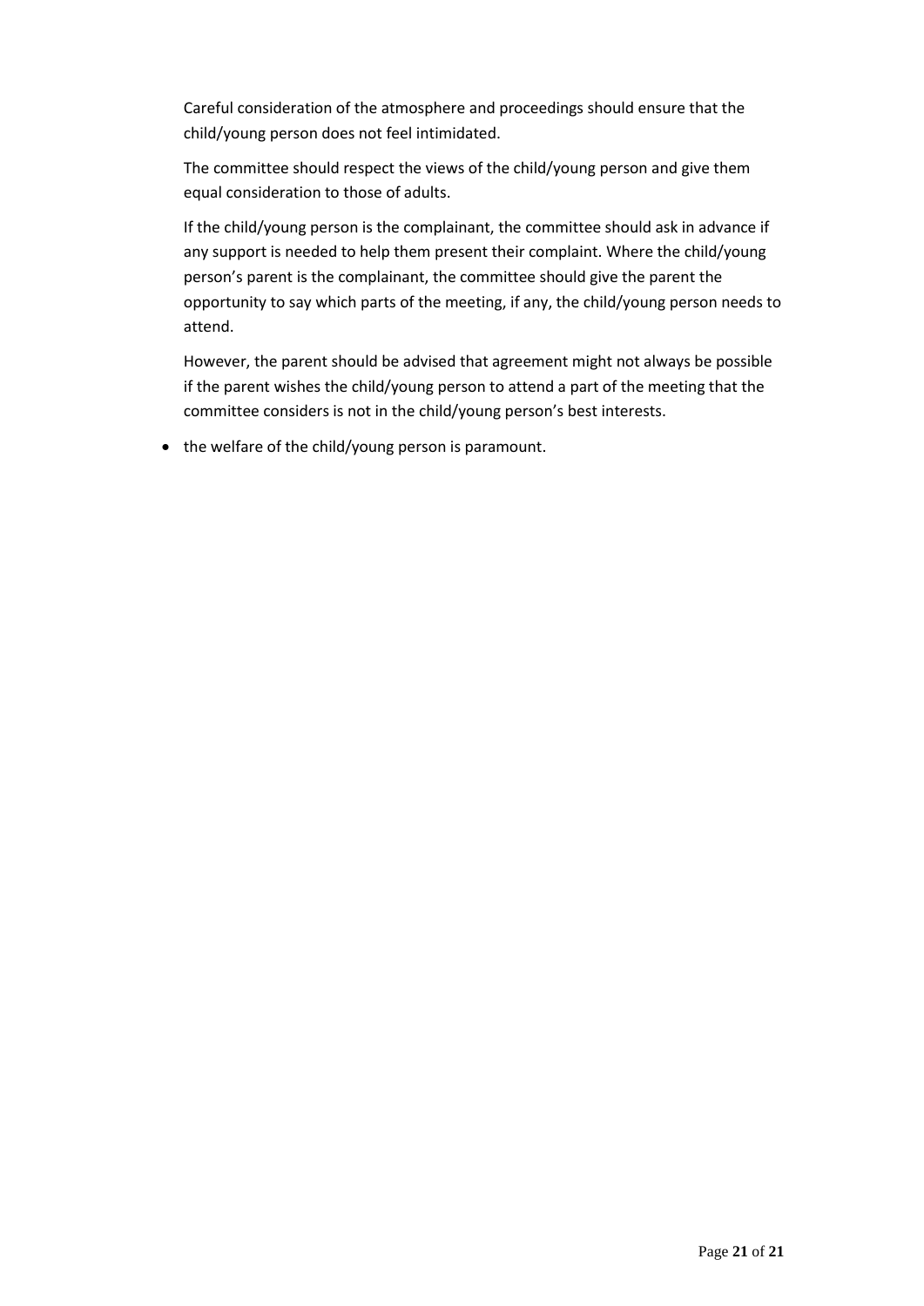Careful consideration of the atmosphere and proceedings should ensure that the child/young person does not feel intimidated.

The committee should respect the views of the child/young person and give them equal consideration to those of adults.

If the child/young person is the complainant, the committee should ask in advance if any support is needed to help them present their complaint. Where the child/young person's parent is the complainant, the committee should give the parent the opportunity to say which parts of the meeting, if any, the child/young person needs to attend.

However, the parent should be advised that agreement might not always be possible if the parent wishes the child/young person to attend a part of the meeting that the committee considers is not in the child/young person's best interests.

- the welfare of the child/young person is paramount.